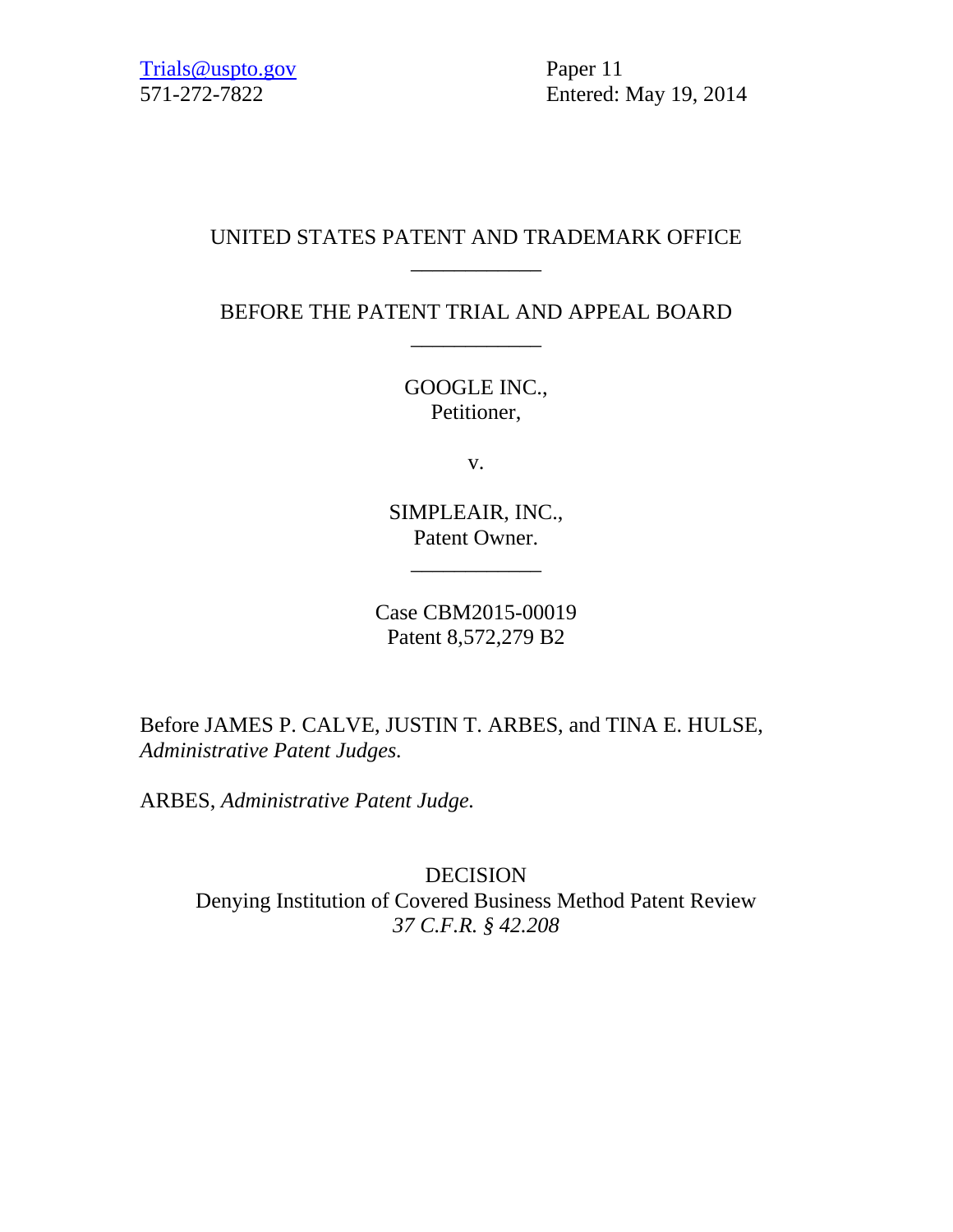Trials@uspto.gov
571-272-7822

Paper 11
Entered: May 19, 2014

UNITED STATES PATENT AND TRADEMARK OFFICE

____________

BEFORE THE PATENT TRIAL AND APPEAL BOARD

____________

GOOGLE INC.,
Petitioner,

v.

SIMPLEAIR, INC.,
Patent Owner.

____________

Case CBM2015-00019
Patent 8,572,279 B2

Before JAMES P. CALVE, JUSTIN T. ARBES, and TINA E. HULSE, *Administrative Patent Judges.*

ARBES, *Administrative Patent Judge.*

DECISION
Denying Institution of Covered Business Method Patent Review
*37 C.F.R. § 42.208*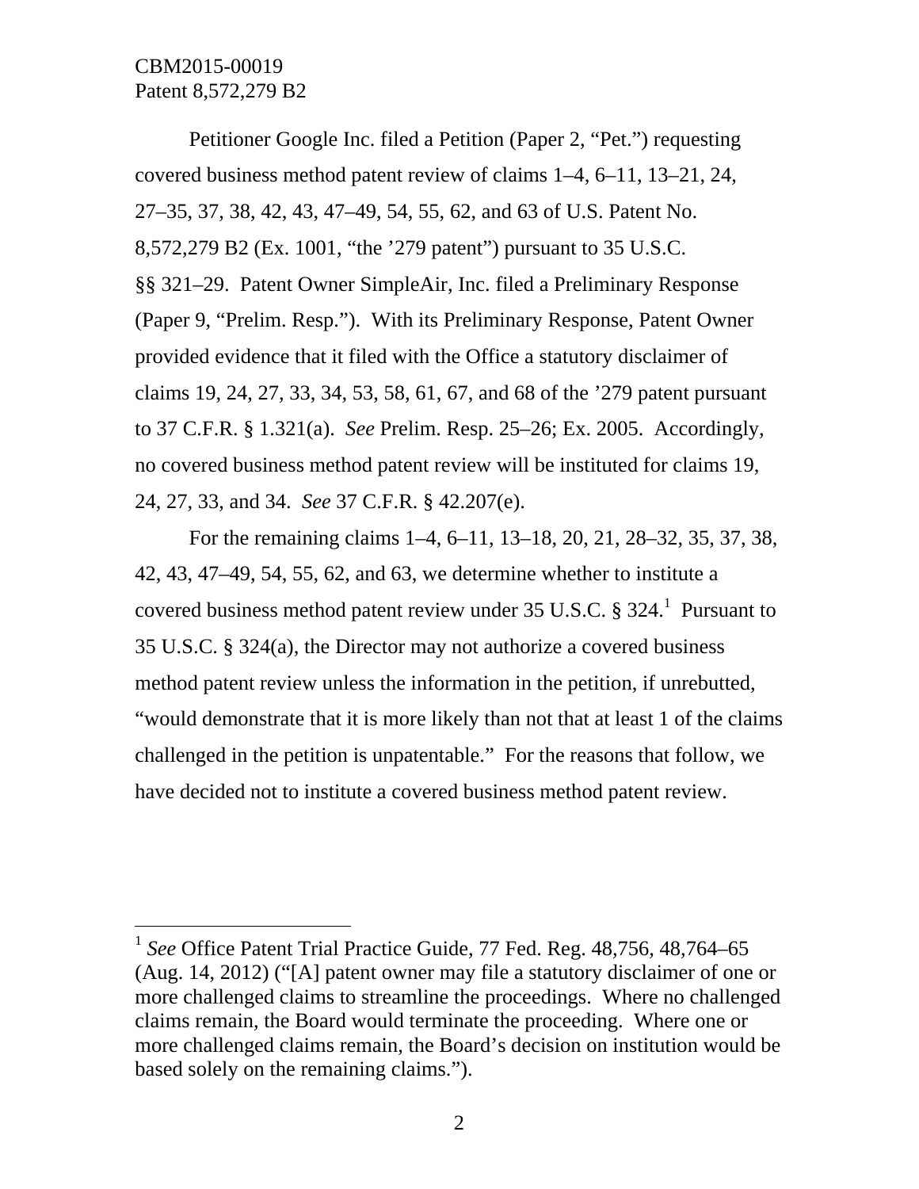Petitioner Google Inc. filed a Petition (Paper 2, "Pet.") requesting covered business method patent review of claims 1–4, 6–11, 13–21, 24, 27–35, 37, 38, 42, 43, 47–49, 54, 55, 62, and 63 of U.S. Patent No. 8,572,279 B2 (Ex. 1001, "the '279 patent") pursuant to 35 U.S.C. §§ 321–29. Patent Owner SimpleAir, Inc. filed a Preliminary Response (Paper 9, "Prelim. Resp."). With its Preliminary Response, Patent Owner provided evidence that it filed with the Office a statutory disclaimer of claims 19, 24, 27, 33, 34, 53, 58, 61, 67, and 68 of the '279 patent pursuant to 37 C.F.R. § 1.321(a). *See* Prelim. Resp. 25–26; Ex. 2005. Accordingly, no covered business method patent review will be instituted for claims 19, 24, 27, 33, and 34. *See* 37 C.F.R. § 42.207(e).

For the remaining claims 1–4, 6–11, 13–18, 20, 21, 28–32, 35, 37, 38, 42, 43, 47–49, 54, 55, 62, and 63, we determine whether to institute a covered business method patent review under 35 U.S.C. § 324.[1] Pursuant to 35 U.S.C. § 324(a), the Director may not authorize a covered business method patent review unless the information in the petition, if unrebutted, "would demonstrate that it is more likely than not that at least 1 of the claims challenged in the petition is unpatentable." For the reasons that follow, we have decided not to institute a covered business method patent review.

---

[1] *See* Office Patent Trial Practice Guide, 77 Fed. Reg. 48,756, 48,764–65 (Aug. 14, 2012) ("[A] patent owner may file a statutory disclaimer of one or more challenged claims to streamline the proceedings. Where no challenged claims remain, the Board would terminate the proceeding. Where one or more challenged claims remain, the Board's decision on institution would be based solely on the remaining claims.").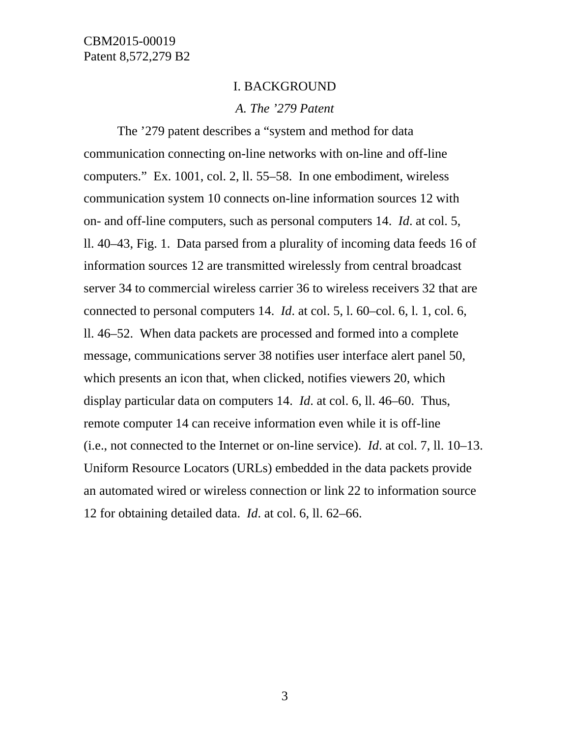# I. BACKGROUND

## *A. The ’279 Patent*

The ’279 patent describes a “system and method for data communication connecting on-line networks with on-line and off-line computers.” Ex. 1001, col. 2, ll. 55–58. In one embodiment, wireless communication system 10 connects on-line information sources 12 with on- and off-line computers, such as personal computers 14. *Id*. at col. 5, ll. 40–43, Fig. 1. Data parsed from a plurality of incoming data feeds 16 of information sources 12 are transmitted wirelessly from central broadcast server 34 to commercial wireless carrier 36 to wireless receivers 32 that are connected to personal computers 14. *Id*. at col. 5, l. 60–col. 6, l. 1, col. 6, ll. 46–52. When data packets are processed and formed into a complete message, communications server 38 notifies user interface alert panel 50, which presents an icon that, when clicked, notifies viewers 20, which display particular data on computers 14. *Id*. at col. 6, ll. 46–60. Thus, remote computer 14 can receive information even while it is off-line (i.e., not connected to the Internet or on-line service). *Id*. at col. 7, ll. 10–13. Uniform Resource Locators (URLs) embedded in the data packets provide an automated wired or wireless connection or link 22 to information source 12 for obtaining detailed data. *Id*. at col. 6, ll. 62–66.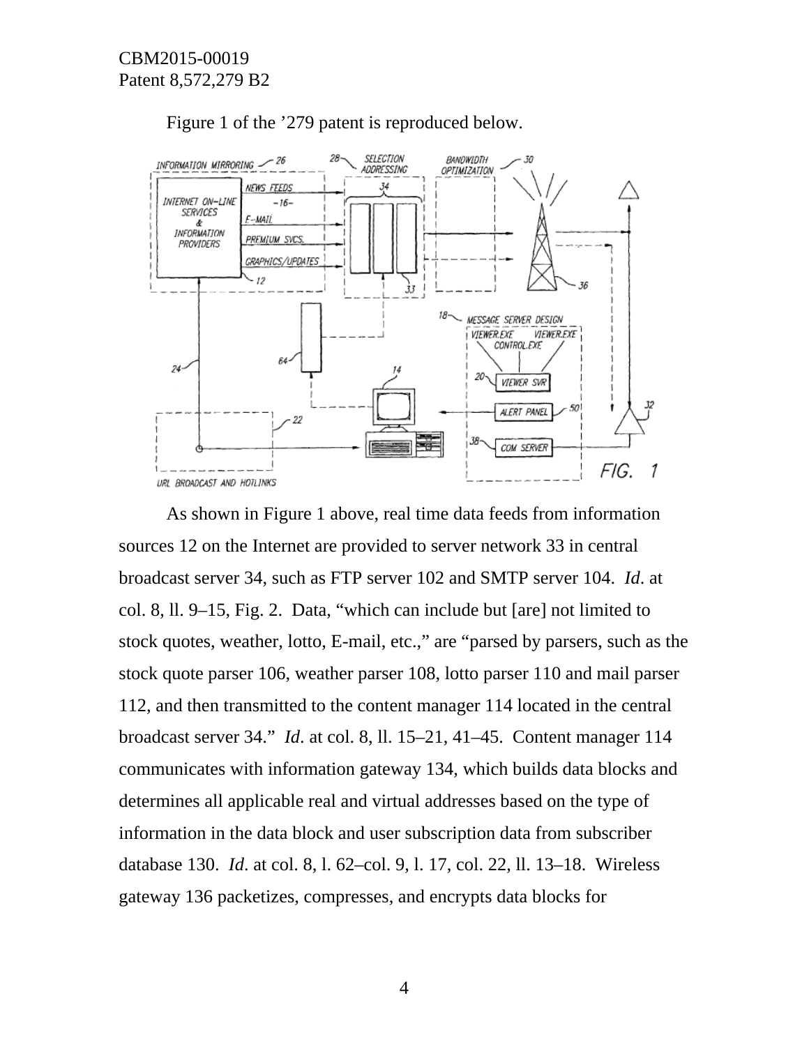Figure 1 of the '279 patent is reproduced below.

As shown in Figure 1 above, real time data feeds from information sources 12 on the Internet are provided to server network 33 in central broadcast server 34, such as FTP server 102 and SMTP server 104. *Id*. at col. 8, ll. 9–15, Fig. 2. Data, "which can include but [are] not limited to stock quotes, weather, lotto, E-mail, etc.," are "parsed by parsers, such as the stock quote parser 106, weather parser 108, lotto parser 110 and mail parser 112, and then transmitted to the content manager 114 located in the central broadcast server 34." *Id*. at col. 8, ll. 15–21, 41–45. Content manager 114 communicates with information gateway 134, which builds data blocks and determines all applicable real and virtual addresses based on the type of information in the data block and user subscription data from subscriber database 130. *Id*. at col. 8, l. 62–col. 9, l. 17, col. 22, ll. 13–18. Wireless gateway 136 packetizes, compresses, and encrypts data blocks for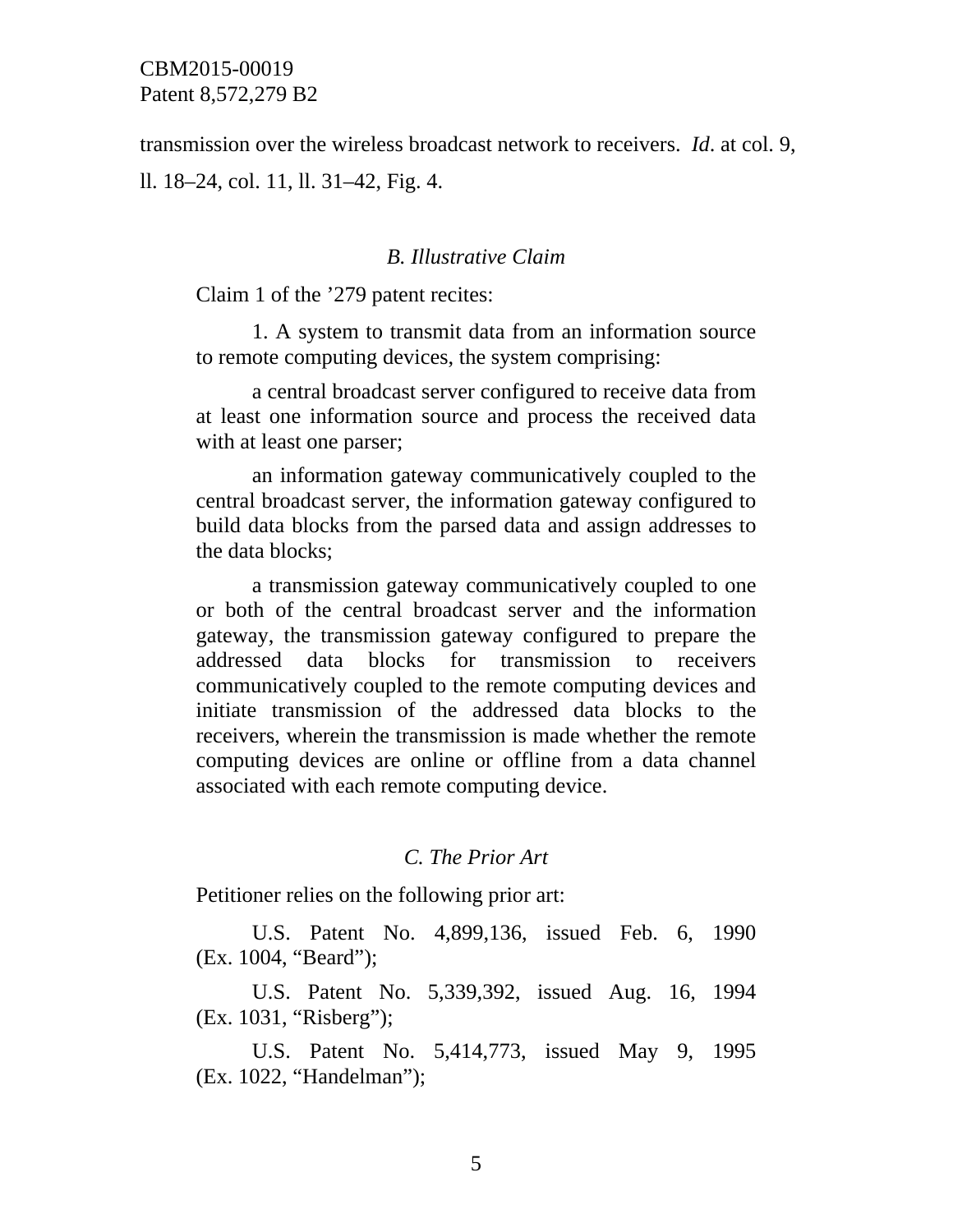transmission over the wireless broadcast network to receivers. *Id*. at col. 9, ll. 18–24, col. 11, ll. 31–42, Fig. 4.

### *B. Illustrative Claim*

Claim 1 of the ’279 patent recites:

> 1. A system to transmit data from an information source to remote computing devices, the system comprising:
>
> a central broadcast server configured to receive data from at least one information source and process the received data with at least one parser;
>
> an information gateway communicatively coupled to the central broadcast server, the information gateway configured to build data blocks from the parsed data and assign addresses to the data blocks;
>
> a transmission gateway communicatively coupled to one or both of the central broadcast server and the information gateway, the transmission gateway configured to prepare the addressed data blocks for transmission to receivers communicatively coupled to the remote computing devices and initiate transmission of the addressed data blocks to the receivers, wherein the transmission is made whether the remote computing devices are online or offline from a data channel associated with each remote computing device.

### *C. The Prior Art*

Petitioner relies on the following prior art:

> U.S. Patent No. 4,899,136, issued Feb. 6, 1990 (Ex. 1004, “Beard”);
>
> U.S. Patent No. 5,339,392, issued Aug. 16, 1994 (Ex. 1031, “Risberg”);
>
> U.S. Patent No. 5,414,773, issued May 9, 1995 (Ex. 1022, “Handelman”);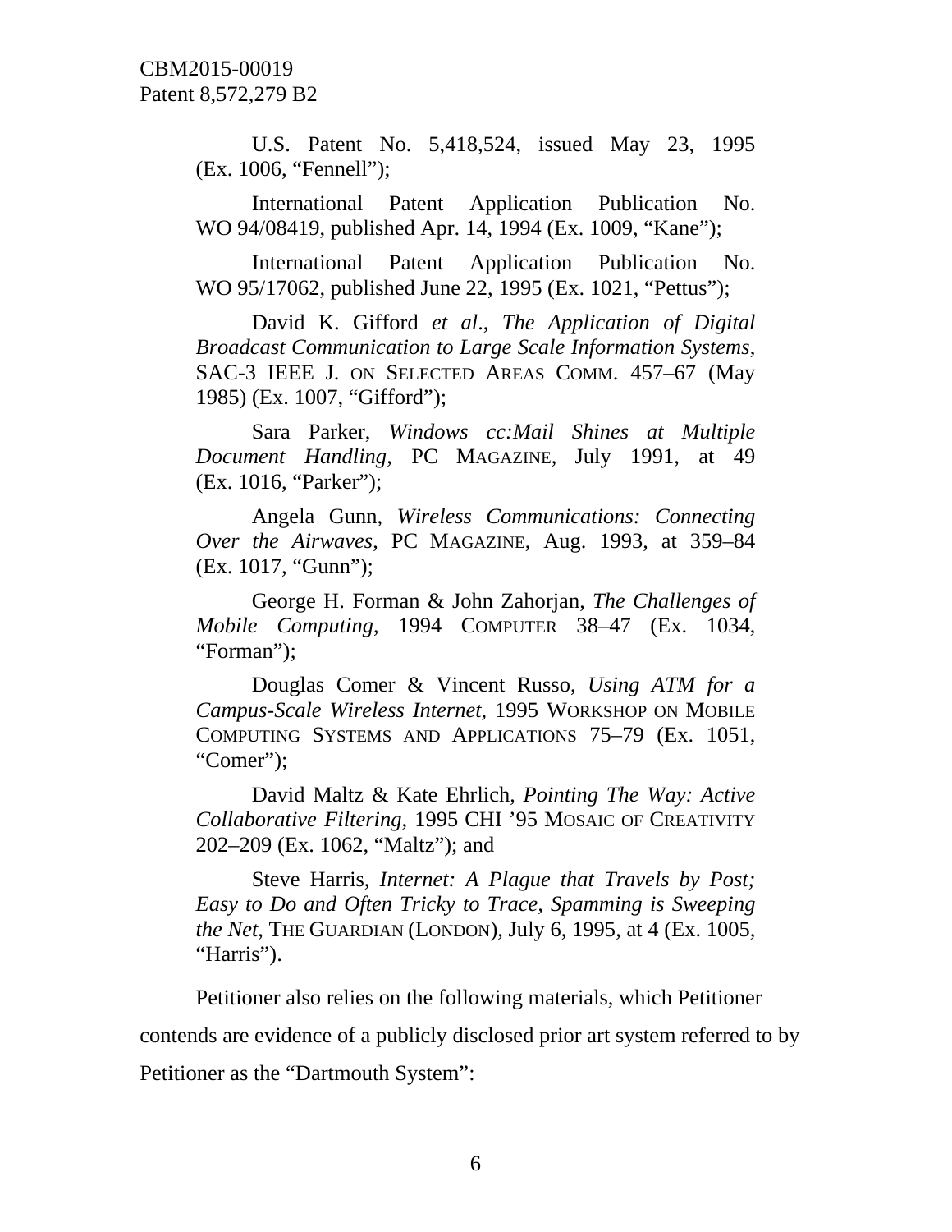U.S. Patent No. 5,418,524, issued May 23, 1995 (Ex. 1006, "Fennell");

International Patent Application Publication No. WO 94/08419, published Apr. 14, 1994 (Ex. 1009, "Kane");

International Patent Application Publication No. WO 95/17062, published June 22, 1995 (Ex. 1021, "Pettus");

David K. Gifford *et al*., *The Application of Digital Broadcast Communication to Large Scale Information Systems*, SAC-3 IEEE J. ON SELECTED AREAS COMM. 457–67 (May 1985) (Ex. 1007, "Gifford");

Sara Parker, *Windows cc:Mail Shines at Multiple Document Handling*, PC MAGAZINE, July 1991, at 49 (Ex. 1016, "Parker");

Angela Gunn, *Wireless Communications: Connecting Over the Airwaves*, PC MAGAZINE, Aug. 1993, at 359–84 (Ex. 1017, "Gunn");

George H. Forman & John Zahorjan, *The Challenges of Mobile Computing*, 1994 COMPUTER 38–47 (Ex. 1034, "Forman");

Douglas Comer & Vincent Russo, *Using ATM for a Campus-Scale Wireless Internet*, 1995 WORKSHOP ON MOBILE COMPUTING SYSTEMS AND APPLICATIONS 75–79 (Ex. 1051, "Comer");

David Maltz & Kate Ehrlich, *Pointing The Way: Active Collaborative Filtering*, 1995 CHI '95 MOSAIC OF CREATIVITY 202–209 (Ex. 1062, "Maltz"); and

Steve Harris, *Internet: A Plague that Travels by Post; Easy to Do and Often Tricky to Trace, Spamming is Sweeping the Net*, THE GUARDIAN (LONDON), July 6, 1995, at 4 (Ex. 1005, "Harris").

Petitioner also relies on the following materials, which Petitioner contends are evidence of a publicly disclosed prior art system referred to by Petitioner as the "Dartmouth System":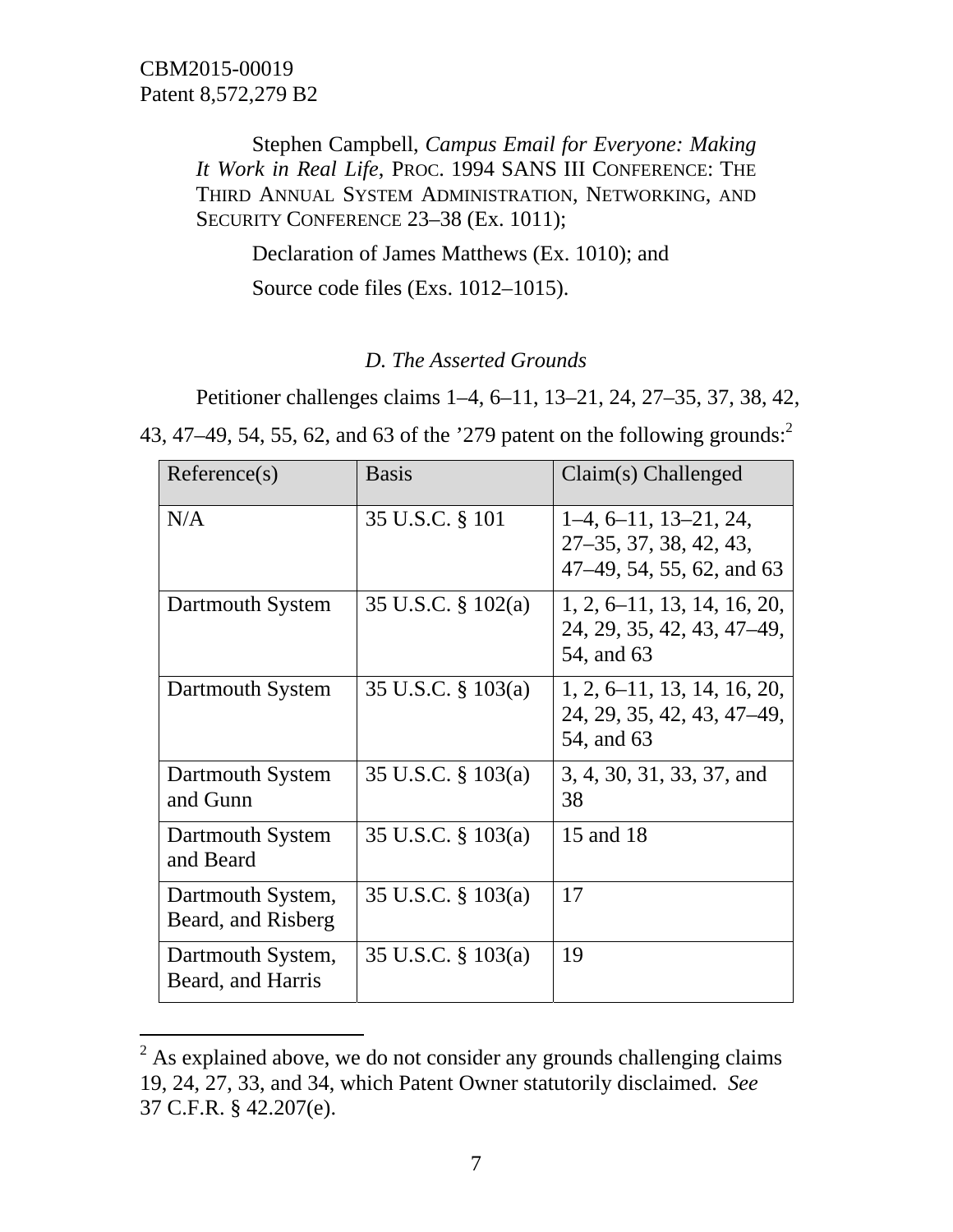Stephen Campbell, *Campus Email for Everyone: Making It Work in Real Life*, PROC. 1994 SANS III CONFERENCE: THE THIRD ANNUAL SYSTEM ADMINISTRATION, NETWORKING, AND SECURITY CONFERENCE 23–38 (Ex. 1011);

Declaration of James Matthews (Ex. 1010); and

Source code files (Exs. 1012–1015).

### *D. The Asserted Grounds*

Petitioner challenges claims 1–4, 6–11, 13–21, 24, 27–35, 37, 38, 42, 43, 47–49, 54, 55, 62, and 63 of the '279 patent on the following grounds:[2]

| Reference(s) | Basis | Claim(s) Challenged |
|---|---|---|
| N/A | 35 U.S.C. § 101 | 1–4, 6–11, 13–21, 24, 27–35, 37, 38, 42, 43, 47–49, 54, 55, 62, and 63 |
| Dartmouth System | 35 U.S.C. § 102(a) | 1, 2, 6–11, 13, 14, 16, 20, 24, 29, 35, 42, 43, 47–49, 54, and 63 |
| Dartmouth System | 35 U.S.C. § 103(a) | 1, 2, 6–11, 13, 14, 16, 20, 24, 29, 35, 42, 43, 47–49, 54, and 63 |
| Dartmouth System and Gunn | 35 U.S.C. § 103(a) | 3, 4, 30, 31, 33, 37, and 38 |
| Dartmouth System and Beard | 35 U.S.C. § 103(a) | 15 and 18 |
| Dartmouth System, Beard, and Risberg | 35 U.S.C. § 103(a) | 17 |
| Dartmouth System, Beard, and Harris | 35 U.S.C. § 103(a) | 19 |

[2] As explained above, we do not consider any grounds challenging claims 19, 24, 27, 33, and 34, which Patent Owner statutorily disclaimed. *See* 37 C.F.R. § 42.207(e).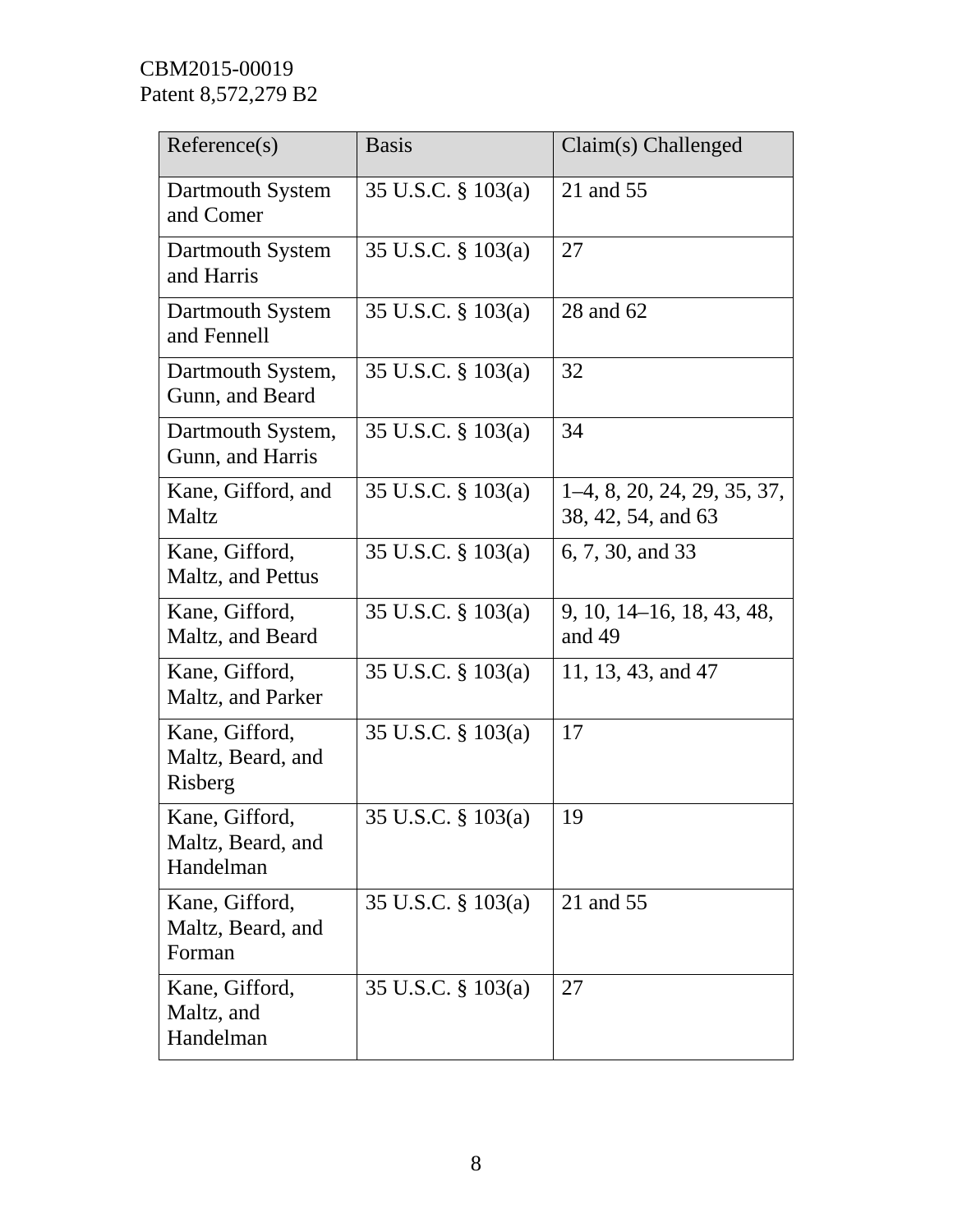| Reference(s) | Basis | Claim(s) Challenged |
|---|---|---|
| Dartmouth System and Comer | 35 U.S.C. § 103(a) | 21 and 55 |
| Dartmouth System and Harris | 35 U.S.C. § 103(a) | 27 |
| Dartmouth System and Fennell | 35 U.S.C. § 103(a) | 28 and 62 |
| Dartmouth System, Gunn, and Beard | 35 U.S.C. § 103(a) | 32 |
| Dartmouth System, Gunn, and Harris | 35 U.S.C. § 103(a) | 34 |
| Kane, Gifford, and Maltz | 35 U.S.C. § 103(a) | 1–4, 8, 20, 24, 29, 35, 37, 38, 42, 54, and 63 |
| Kane, Gifford, Maltz, and Pettus | 35 U.S.C. § 103(a) | 6, 7, 30, and 33 |
| Kane, Gifford, Maltz, and Beard | 35 U.S.C. § 103(a) | 9, 10, 14–16, 18, 43, 48, and 49 |
| Kane, Gifford, Maltz, and Parker | 35 U.S.C. § 103(a) | 11, 13, 43, and 47 |
| Kane, Gifford, Maltz, Beard, and Risberg | 35 U.S.C. § 103(a) | 17 |
| Kane, Gifford, Maltz, Beard, and Handelman | 35 U.S.C. § 103(a) | 19 |
| Kane, Gifford, Maltz, Beard, and Forman | 35 U.S.C. § 103(a) | 21 and 55 |
| Kane, Gifford, Maltz, and Handelman | 35 U.S.C. § 103(a) | 27 |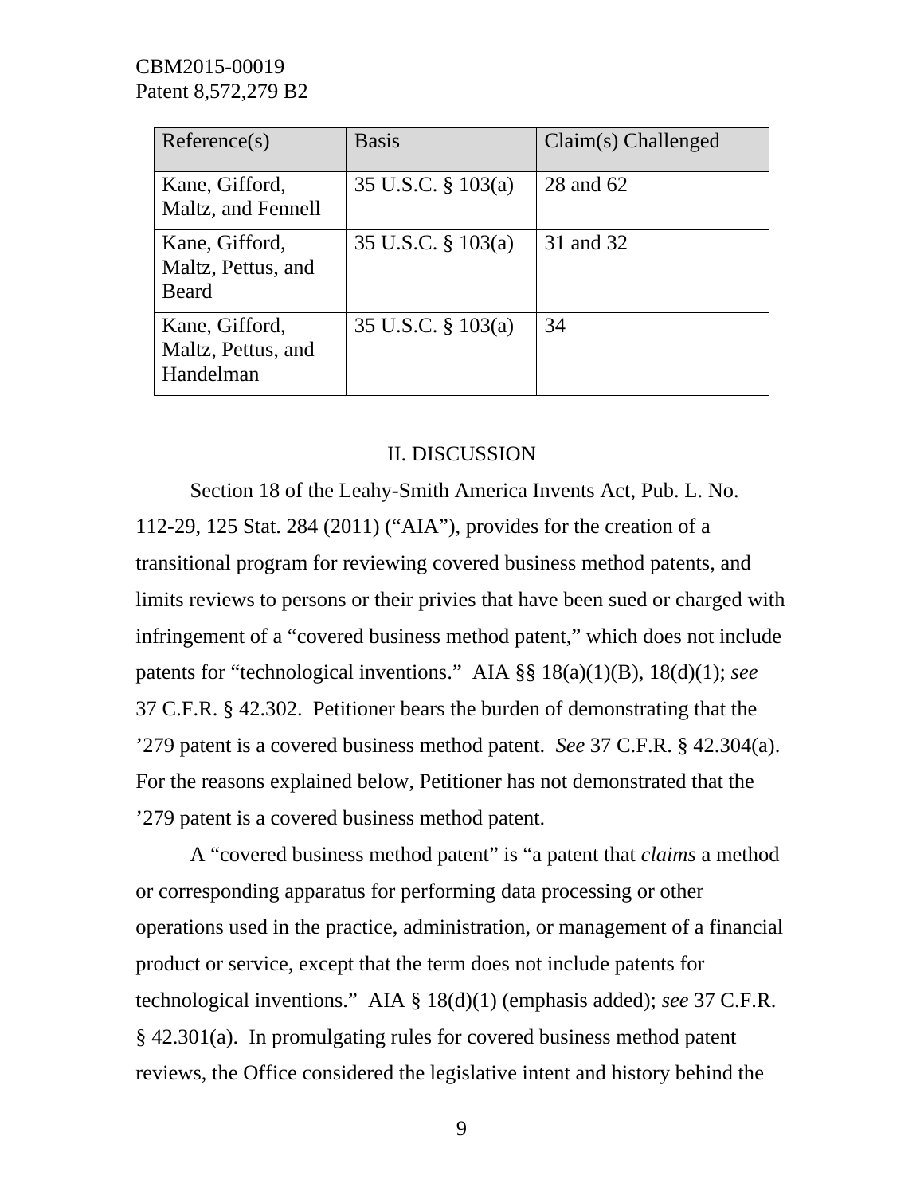| Reference(s) | Basis | Claim(s) Challenged |
| --- | --- | --- |
| Kane, Gifford, Maltz, and Fennell | 35 U.S.C. § 103(a) | 28 and 62 |
| Kane, Gifford, Maltz, Pettus, and Beard | 35 U.S.C. § 103(a) | 31 and 32 |
| Kane, Gifford, Maltz, Pettus, and Handelman | 35 U.S.C. § 103(a) | 34 |

## II. DISCUSSION

Section 18 of the Leahy-Smith America Invents Act, Pub. L. No. 112-29, 125 Stat. 284 (2011) ("AIA"), provides for the creation of a transitional program for reviewing covered business method patents, and limits reviews to persons or their privies that have been sued or charged with infringement of a "covered business method patent," which does not include patents for "technological inventions." AIA §§ 18(a)(1)(B), 18(d)(1); *see* 37 C.F.R. § 42.302. Petitioner bears the burden of demonstrating that the '279 patent is a covered business method patent. *See* 37 C.F.R. § 42.304(a). For the reasons explained below, Petitioner has not demonstrated that the '279 patent is a covered business method patent.

A "covered business method patent" is "a patent that *claims* a method or corresponding apparatus for performing data processing or other operations used in the practice, administration, or management of a financial product or service, except that the term does not include patents for technological inventions." AIA § 18(d)(1) (emphasis added); *see* 37 C.F.R. § 42.301(a). In promulgating rules for covered business method patent reviews, the Office considered the legislative intent and history behind the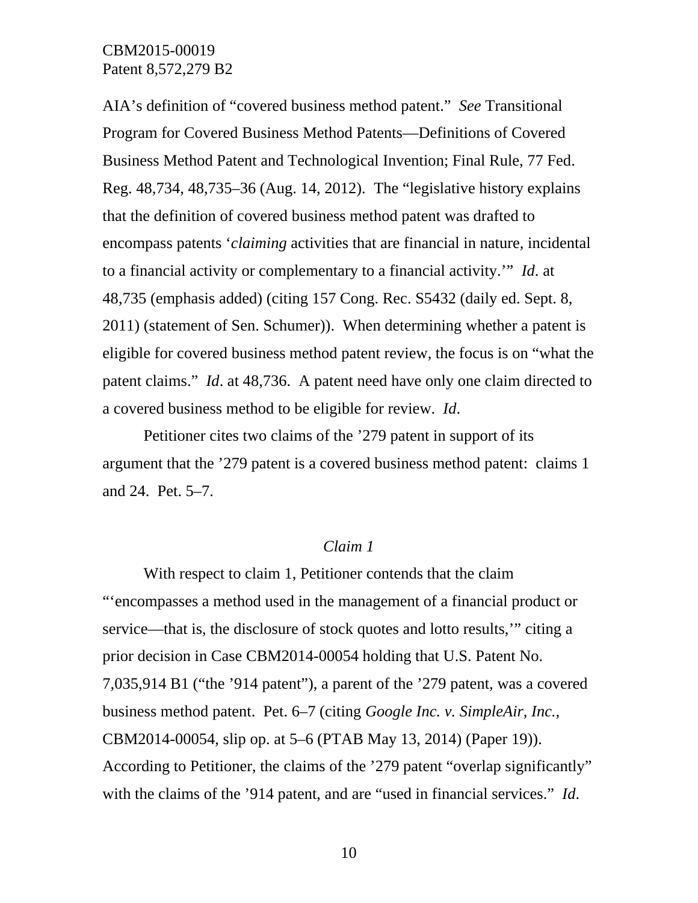AIA's definition of "covered business method patent." *See* Transitional Program for Covered Business Method Patents—Definitions of Covered Business Method Patent and Technological Invention; Final Rule, 77 Fed. Reg. 48,734, 48,735–36 (Aug. 14, 2012). The "legislative history explains that the definition of covered business method patent was drafted to encompass patents '*claiming* activities that are financial in nature, incidental to a financial activity or complementary to a financial activity.'" *Id*. at 48,735 (emphasis added) (citing 157 Cong. Rec. S5432 (daily ed. Sept. 8, 2011) (statement of Sen. Schumer)). When determining whether a patent is eligible for covered business method patent review, the focus is on "what the patent claims." *Id*. at 48,736. A patent need have only one claim directed to a covered business method to be eligible for review. *Id*.

Petitioner cites two claims of the '279 patent in support of its argument that the '279 patent is a covered business method patent: claims 1 and 24. Pet. 5–7.

*Claim 1*

With respect to claim 1, Petitioner contends that the claim "'encompasses a method used in the management of a financial product or service—that is, the disclosure of stock quotes and lotto results,'" citing a prior decision in Case CBM2014-00054 holding that U.S. Patent No. 7,035,914 B1 ("the '914 patent"), a parent of the '279 patent, was a covered business method patent. Pet. 6–7 (citing *Google Inc. v. SimpleAir, Inc.*, CBM2014-00054, slip op. at 5–6 (PTAB May 13, 2014) (Paper 19)). According to Petitioner, the claims of the '279 patent "overlap significantly" with the claims of the '914 patent, and are "used in financial services." *Id*.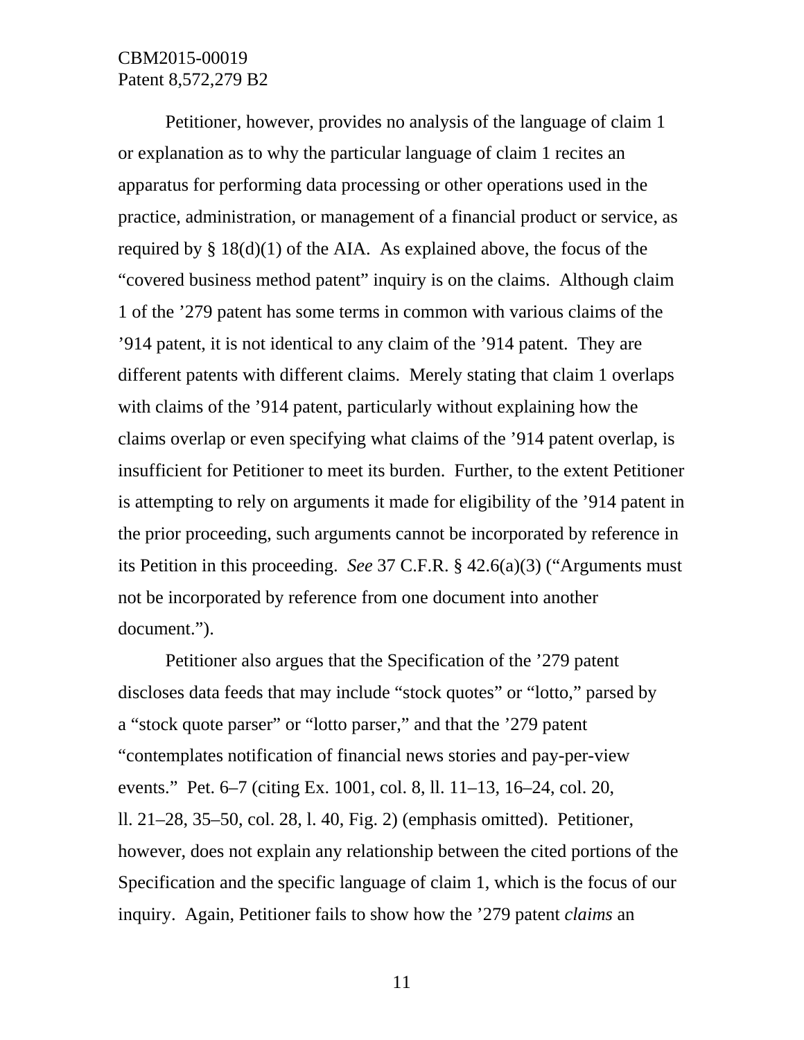Petitioner, however, provides no analysis of the language of claim 1 or explanation as to why the particular language of claim 1 recites an apparatus for performing data processing or other operations used in the practice, administration, or management of a financial product or service, as required by § 18(d)(1) of the AIA. As explained above, the focus of the "covered business method patent" inquiry is on the claims. Although claim 1 of the '279 patent has some terms in common with various claims of the '914 patent, it is not identical to any claim of the '914 patent. They are different patents with different claims. Merely stating that claim 1 overlaps with claims of the '914 patent, particularly without explaining how the claims overlap or even specifying what claims of the '914 patent overlap, is insufficient for Petitioner to meet its burden. Further, to the extent Petitioner is attempting to rely on arguments it made for eligibility of the '914 patent in the prior proceeding, such arguments cannot be incorporated by reference in its Petition in this proceeding. *See* 37 C.F.R. § 42.6(a)(3) ("Arguments must not be incorporated by reference from one document into another document.").

Petitioner also argues that the Specification of the '279 patent discloses data feeds that may include "stock quotes" or "lotto," parsed by a "stock quote parser" or "lotto parser," and that the '279 patent "contemplates notification of financial news stories and pay-per-view events." Pet. 6–7 (citing Ex. 1001, col. 8, ll. 11–13, 16–24, col. 20, ll. 21–28, 35–50, col. 28, l. 40, Fig. 2) (emphasis omitted). Petitioner, however, does not explain any relationship between the cited portions of the Specification and the specific language of claim 1, which is the focus of our inquiry. Again, Petitioner fails to show how the '279 patent *claims* an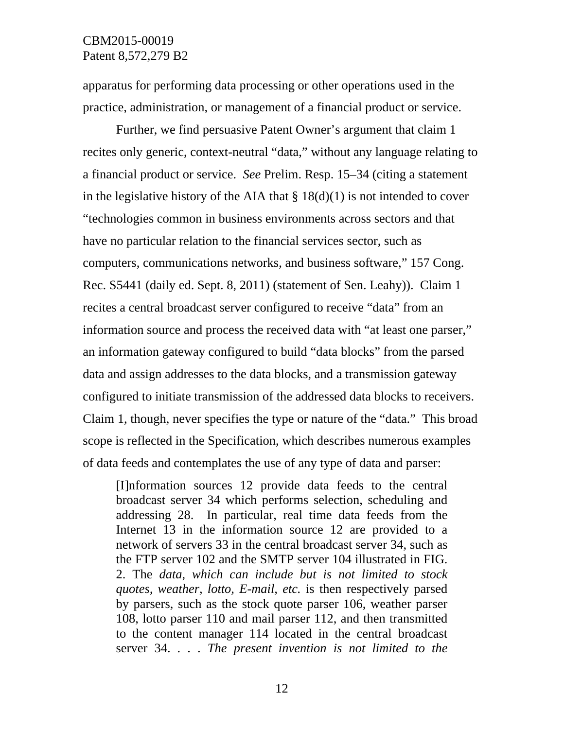apparatus for performing data processing or other operations used in the practice, administration, or management of a financial product or service.

Further, we find persuasive Patent Owner's argument that claim 1 recites only generic, context-neutral "data," without any language relating to a financial product or service. *See* Prelim. Resp. 15–34 (citing a statement in the legislative history of the AIA that § 18(d)(1) is not intended to cover "technologies common in business environments across sectors and that have no particular relation to the financial services sector, such as computers, communications networks, and business software," 157 Cong. Rec. S5441 (daily ed. Sept. 8, 2011) (statement of Sen. Leahy)). Claim 1 recites a central broadcast server configured to receive "data" from an information source and process the received data with "at least one parser," an information gateway configured to build "data blocks" from the parsed data and assign addresses to the data blocks, and a transmission gateway configured to initiate transmission of the addressed data blocks to receivers. Claim 1, though, never specifies the type or nature of the "data." This broad scope is reflected in the Specification, which describes numerous examples of data feeds and contemplates the use of any type of data and parser:

> [I]nformation sources 12 provide data feeds to the central broadcast server 34 which performs selection, scheduling and addressing 28. In particular, real time data feeds from the Internet 13 in the information source 12 are provided to a network of servers 33 in the central broadcast server 34, such as the FTP server 102 and the SMTP server 104 illustrated in FIG. 2. The *data, which can include but is not limited to stock quotes, weather, lotto, E-mail, etc.* is then respectively parsed by parsers, such as the stock quote parser 106, weather parser 108, lotto parser 110 and mail parser 112, and then transmitted to the content manager 114 located in the central broadcast server 34. . . . *The present invention is not limited to the*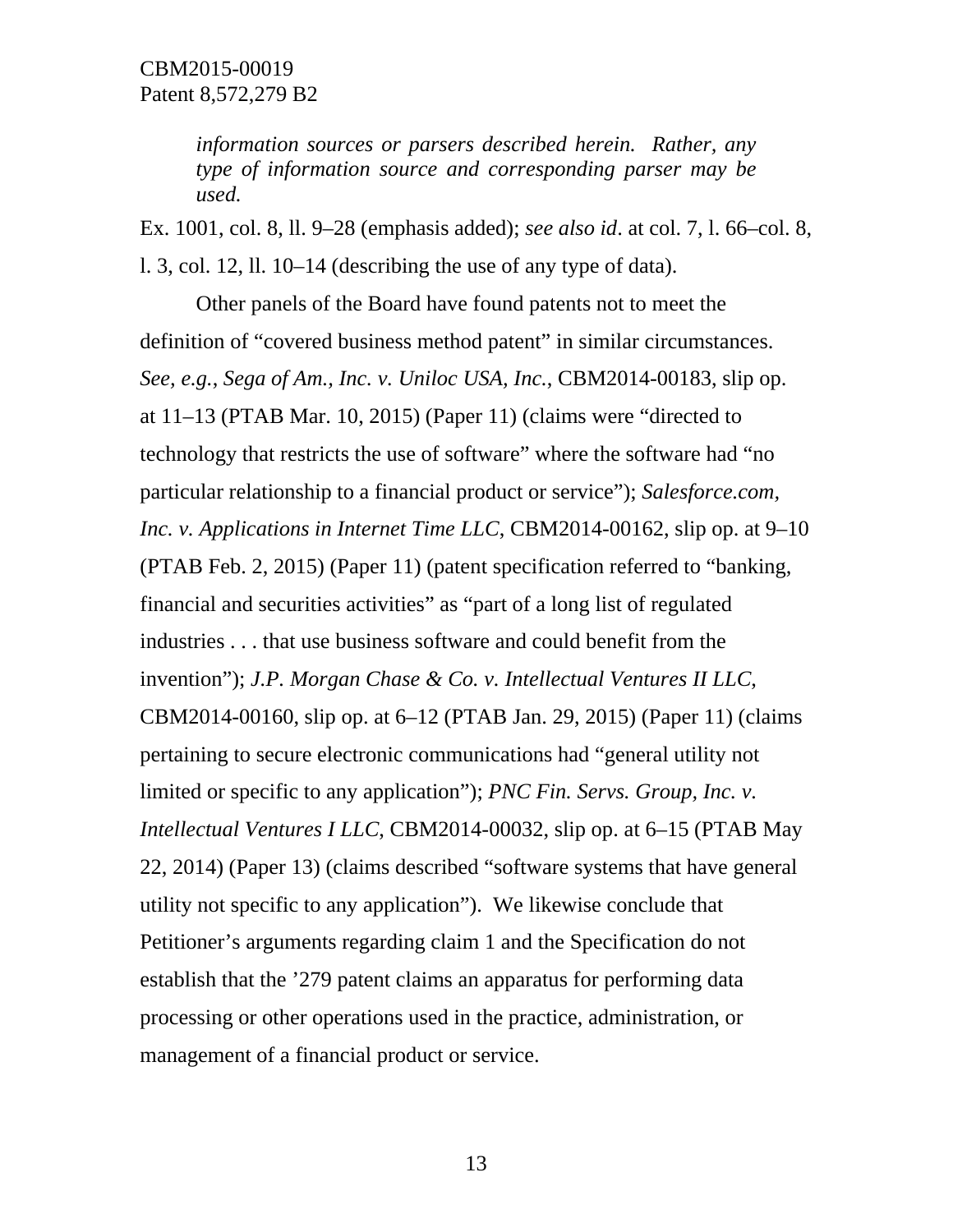> *information sources or parsers described herein. Rather, any type of information source and corresponding parser may be used.*

Ex. 1001, col. 8, ll. 9–28 (emphasis added); *see also id*. at col. 7, l. 66–col. 8, l. 3, col. 12, ll. 10–14 (describing the use of any type of data).

Other panels of the Board have found patents not to meet the definition of "covered business method patent" in similar circumstances. *See, e.g.*, *Sega of Am., Inc. v. Uniloc USA, Inc.*, CBM2014-00183, slip op. at 11–13 (PTAB Mar. 10, 2015) (Paper 11) (claims were "directed to technology that restricts the use of software" where the software had "no particular relationship to a financial product or service"); *Salesforce.com, Inc. v. Applications in Internet Time LLC*, CBM2014-00162, slip op. at 9–10 (PTAB Feb. 2, 2015) (Paper 11) (patent specification referred to "banking, financial and securities activities" as "part of a long list of regulated industries . . . that use business software and could benefit from the invention"); *J.P. Morgan Chase & Co. v. Intellectual Ventures II LLC*, CBM2014-00160, slip op. at 6–12 (PTAB Jan. 29, 2015) (Paper 11) (claims pertaining to secure electronic communications had "general utility not limited or specific to any application"); *PNC Fin. Servs. Group, Inc. v. Intellectual Ventures I LLC*, CBM2014-00032, slip op. at 6–15 (PTAB May 22, 2014) (Paper 13) (claims described "software systems that have general utility not specific to any application"). We likewise conclude that Petitioner's arguments regarding claim 1 and the Specification do not establish that the '279 patent claims an apparatus for performing data processing or other operations used in the practice, administration, or management of a financial product or service.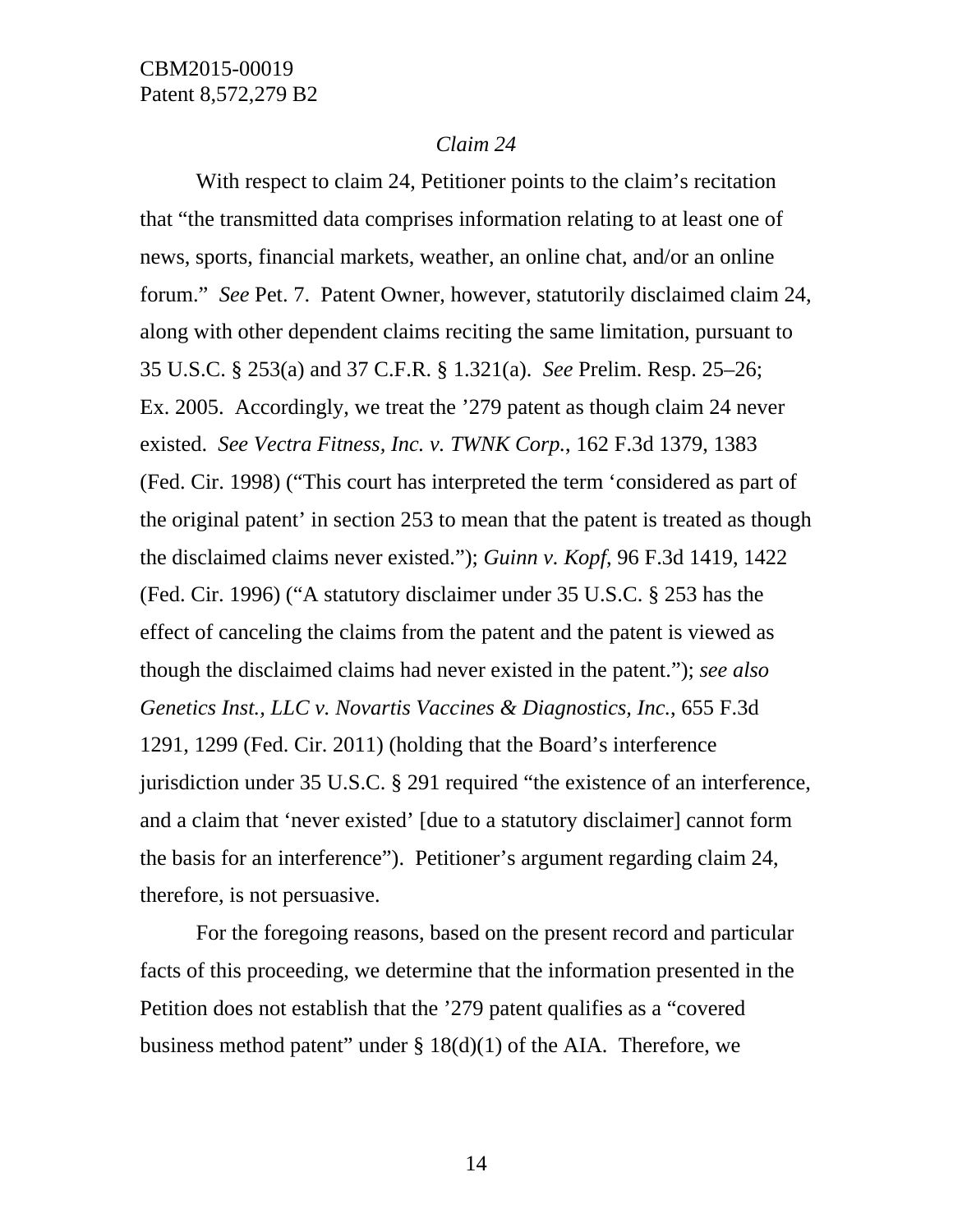*Claim 24*

With respect to claim 24, Petitioner points to the claim's recitation that "the transmitted data comprises information relating to at least one of news, sports, financial markets, weather, an online chat, and/or an online forum." *See* Pet. 7. Patent Owner, however, statutorily disclaimed claim 24, along with other dependent claims reciting the same limitation, pursuant to 35 U.S.C. § 253(a) and 37 C.F.R. § 1.321(a). *See* Prelim. Resp. 25–26; Ex. 2005. Accordingly, we treat the '279 patent as though claim 24 never existed. *See Vectra Fitness, Inc. v. TWNK Corp.*, 162 F.3d 1379, 1383 (Fed. Cir. 1998) ("This court has interpreted the term 'considered as part of the original patent' in section 253 to mean that the patent is treated as though the disclaimed claims never existed."); *Guinn v. Kopf*, 96 F.3d 1419, 1422 (Fed. Cir. 1996) ("A statutory disclaimer under 35 U.S.C. § 253 has the effect of canceling the claims from the patent and the patent is viewed as though the disclaimed claims had never existed in the patent."); *see also Genetics Inst., LLC v. Novartis Vaccines & Diagnostics, Inc.*, 655 F.3d 1291, 1299 (Fed. Cir. 2011) (holding that the Board's interference jurisdiction under 35 U.S.C. § 291 required "the existence of an interference, and a claim that 'never existed' [due to a statutory disclaimer] cannot form the basis for an interference"). Petitioner's argument regarding claim 24, therefore, is not persuasive.

For the foregoing reasons, based on the present record and particular facts of this proceeding, we determine that the information presented in the Petition does not establish that the '279 patent qualifies as a "covered business method patent" under § 18(d)(1) of the AIA. Therefore, we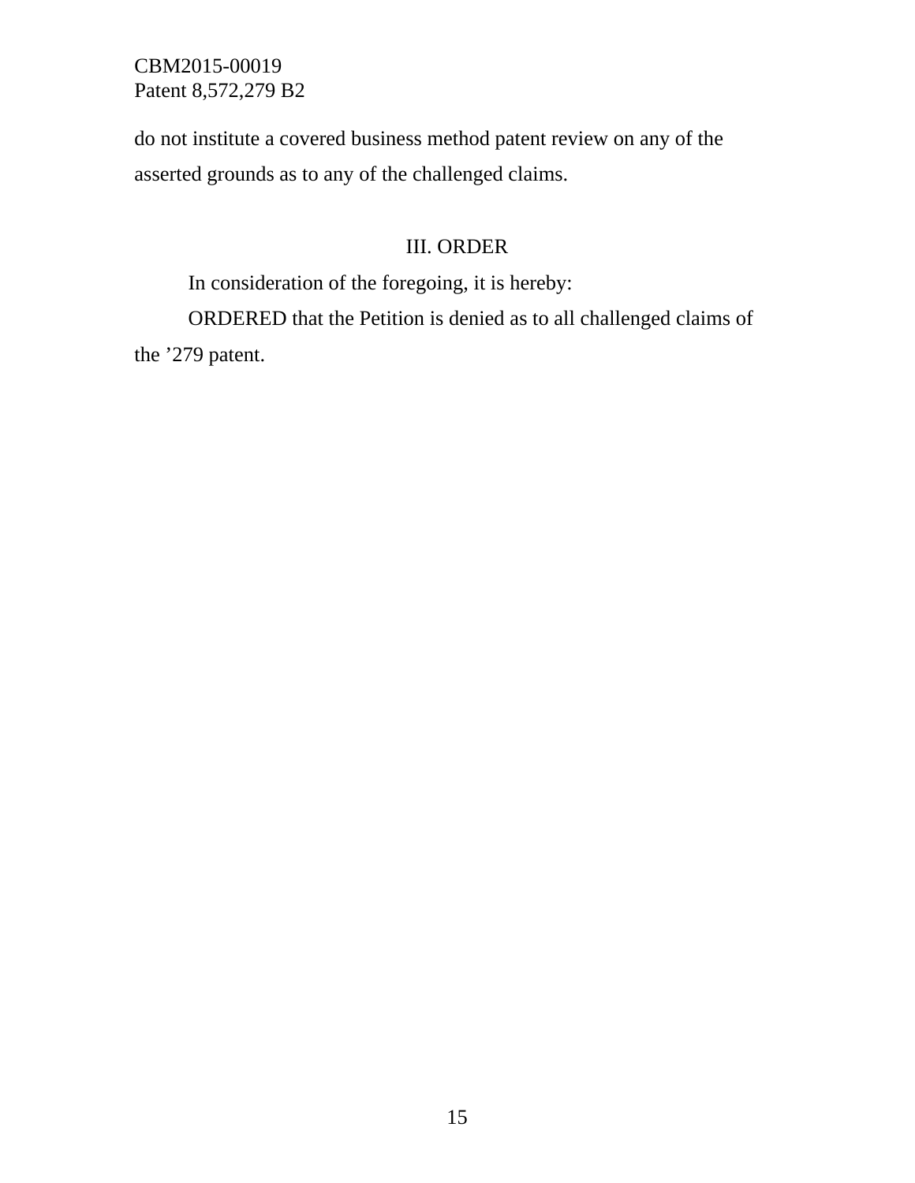do not institute a covered business method patent review on any of the asserted grounds as to any of the challenged claims.

## III. ORDER

In consideration of the foregoing, it is hereby:

ORDERED that the Petition is denied as to all challenged claims of the ’279 patent.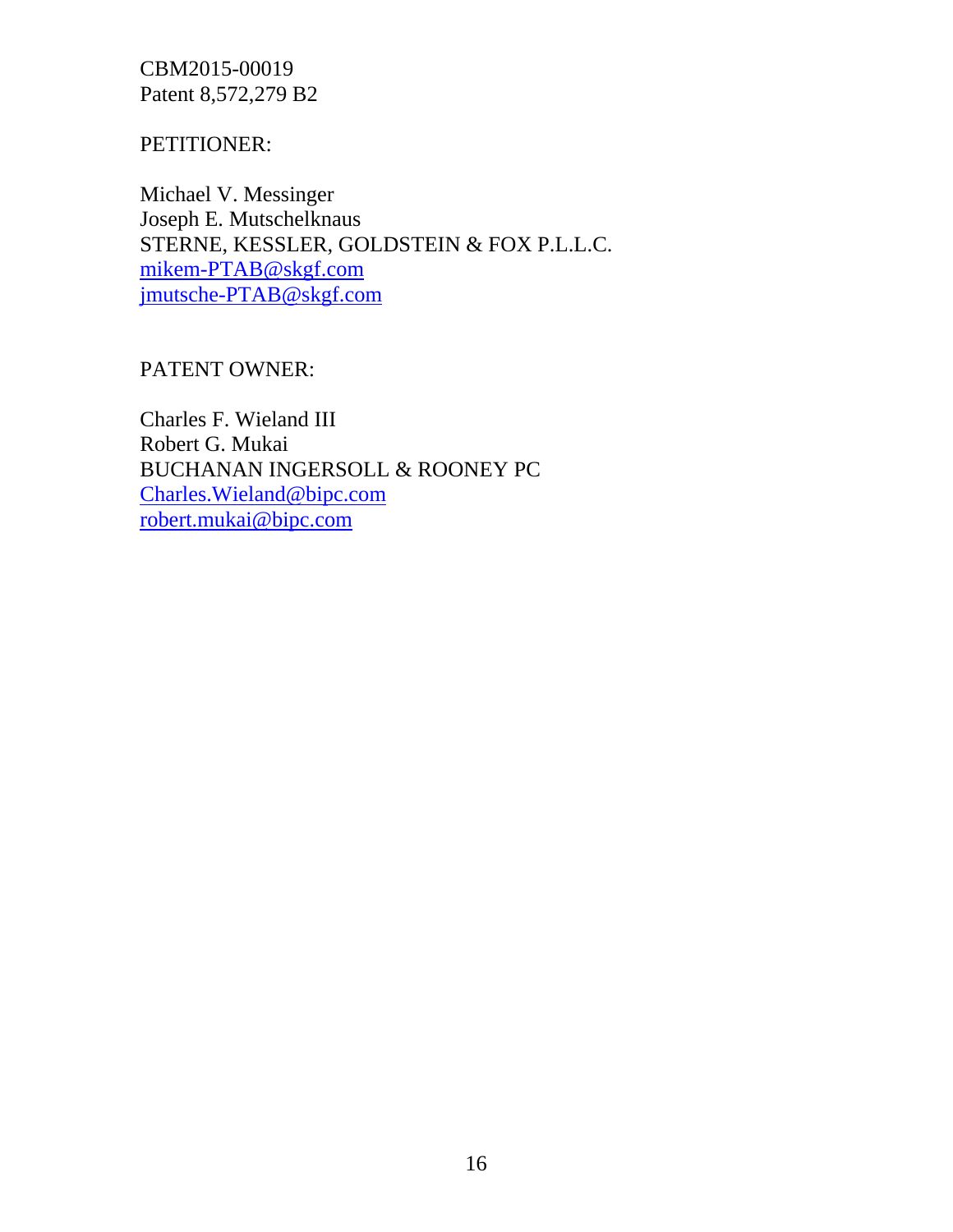PETITIONER:

Michael V. Messinger
Joseph E. Mutschelknaus
STERNE, KESSLER, GOLDSTEIN & FOX P.L.L.C.
mikem-PTAB@skgf.com
jmutsche-PTAB@skgf.com

PATENT OWNER:

Charles F. Wieland III
Robert G. Mukai
BUCHANAN INGERSOLL & ROONEY PC
Charles.Wieland@bipc.com
robert.mukai@bipc.com